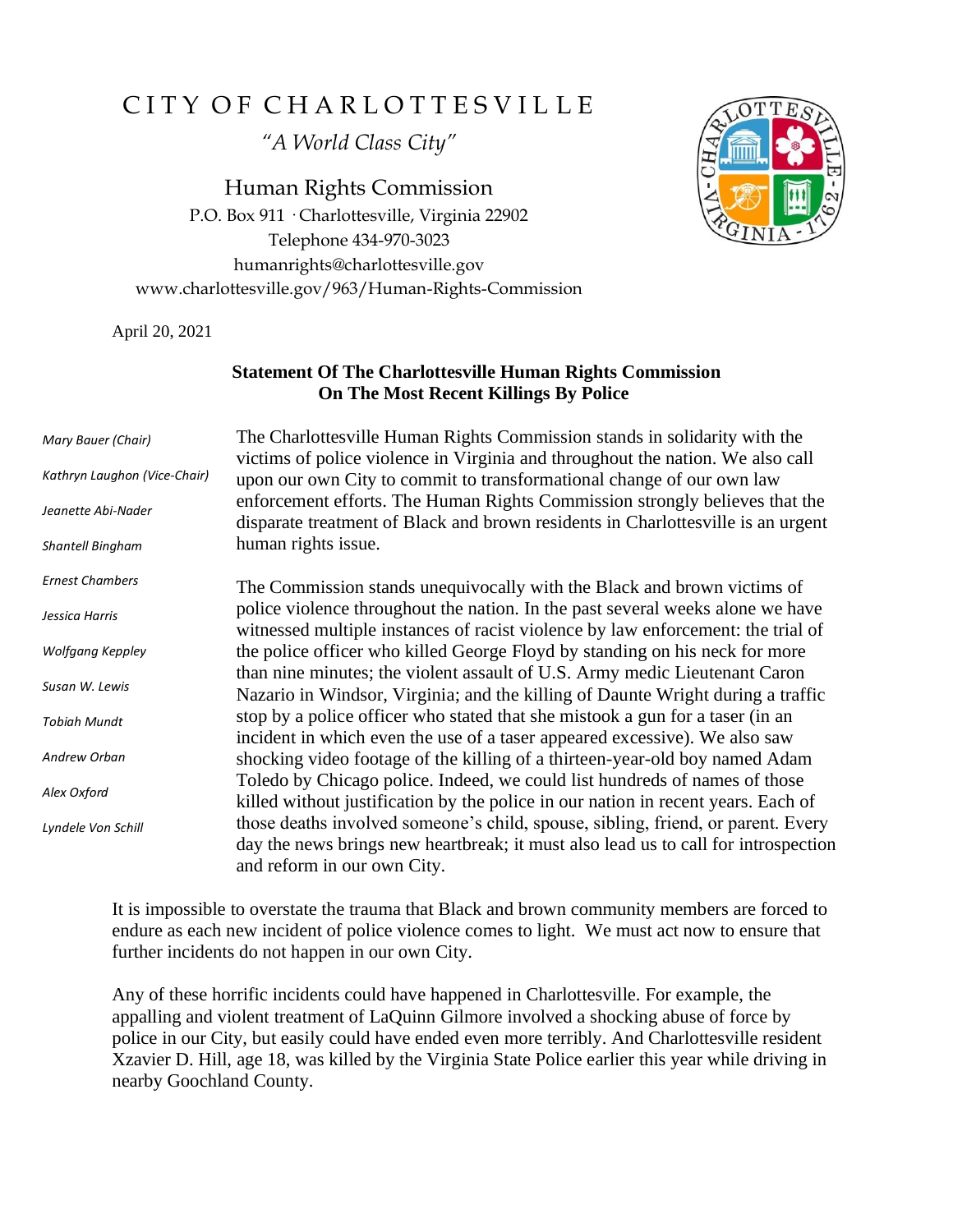# CITY OF CHARLOTTESVILLE

*"A World Class City"*

Human Rights Commission
P.O. Box 911 · Charlottesville, Virginia 22902
Telephone 434-970-3023
humanrights@charlottesville.gov
www.charlottesville.gov/963/Human-Rights-Commission

April 20, 2021

**Statement Of The Charlottesville Human Rights Commission On The Most Recent Killings By Police**

*Mary Bauer (Chair)*
*Kathryn Laughon (Vice-Chair)*
*Jeanette Abi-Nader*
*Shantell Bingham*
*Ernest Chambers*
*Jessica Harris*
*Wolfgang Keppley*
*Susan W. Lewis*
*Tobiah Mundt*
*Andrew Orban*
*Alex Oxford*
*Lyndele Von Schill*

The Charlottesville Human Rights Commission stands in solidarity with the victims of police violence in Virginia and throughout the nation. We also call upon our own City to commit to transformational change of our own law enforcement efforts. The Human Rights Commission strongly believes that the disparate treatment of Black and brown residents in Charlottesville is an urgent human rights issue.

The Commission stands unequivocally with the Black and brown victims of police violence throughout the nation. In the past several weeks alone we have witnessed multiple instances of racist violence by law enforcement: the trial of the police officer who killed George Floyd by standing on his neck for more than nine minutes; the violent assault of U.S. Army medic Lieutenant Caron Nazario in Windsor, Virginia; and the killing of Daunte Wright during a traffic stop by a police officer who stated that she mistook a gun for a taser (in an incident in which even the use of a taser appeared excessive). We also saw shocking video footage of the killing of a thirteen-year-old boy named Adam Toledo by Chicago police. Indeed, we could list hundreds of names of those killed without justification by the police in our nation in recent years. Each of those deaths involved someone's child, spouse, sibling, friend, or parent. Every day the news brings new heartbreak; it must also lead us to call for introspection and reform in our own City.

It is impossible to overstate the trauma that Black and brown community members are forced to endure as each new incident of police violence comes to light. We must act now to ensure that further incidents do not happen in our own City.

Any of these horrific incidents could have happened in Charlottesville. For example, the appalling and violent treatment of LaQuinn Gilmore involved a shocking abuse of force by police in our City, but easily could have ended even more terribly. And Charlottesville resident Xzavier D. Hill, age 18, was killed by the Virginia State Police earlier this year while driving in nearby Goochland County.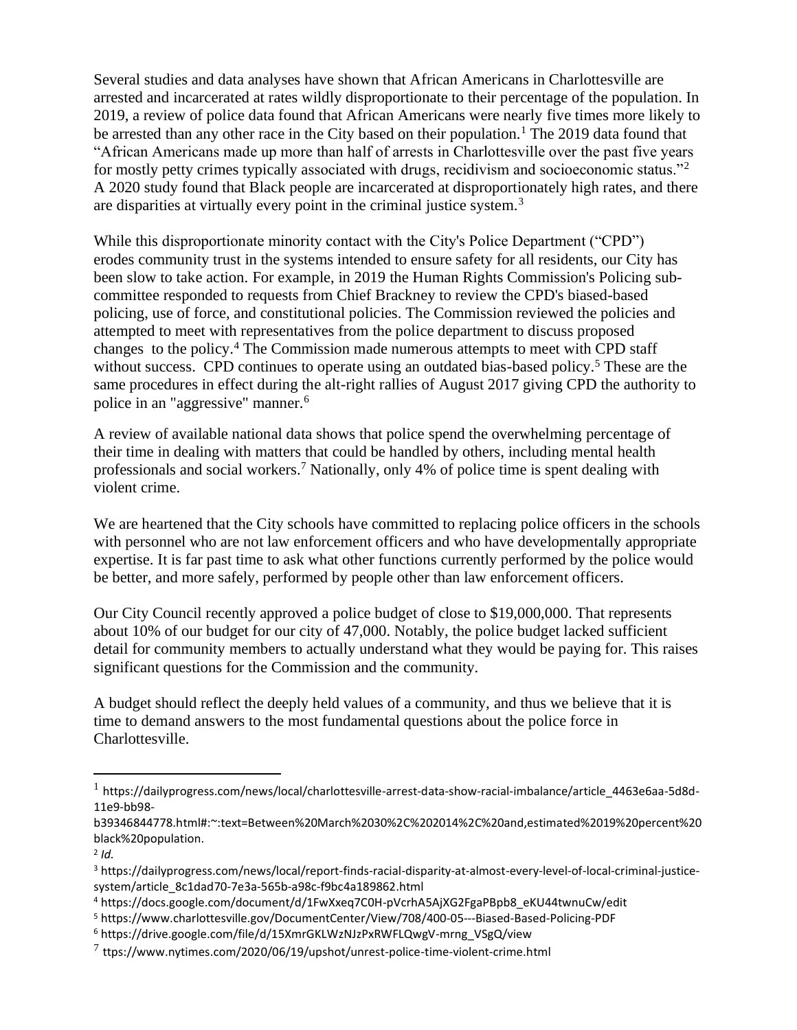Several studies and data analyses have shown that African Americans in Charlottesville are arrested and incarcerated at rates wildly disproportionate to their percentage of the population. In 2019, a review of police data found that African Americans were nearly five times more likely to be arrested than any other race in the City based on their population.[1] The 2019 data found that "African Americans made up more than half of arrests in Charlottesville over the past five years for mostly petty crimes typically associated with drugs, recidivism and socioeconomic status."[2] A 2020 study found that Black people are incarcerated at disproportionately high rates, and there are disparities at virtually every point in the criminal justice system.[3]

While this disproportionate minority contact with the City's Police Department ("CPD") erodes community trust in the systems intended to ensure safety for all residents, our City has been slow to take action. For example, in 2019 the Human Rights Commission's Policing sub-committee responded to requests from Chief Brackney to review the CPD's biased-based policing, use of force, and constitutional policies. The Commission reviewed the policies and attempted to meet with representatives from the police department to discuss proposed changes to the policy.[4] The Commission made numerous attempts to meet with CPD staff without success. CPD continues to operate using an outdated bias-based policy.[5] These are the same procedures in effect during the alt-right rallies of August 2017 giving CPD the authority to police in an "aggressive" manner.[6]

A review of available national data shows that police spend the overwhelming percentage of their time in dealing with matters that could be handled by others, including mental health professionals and social workers.[7] Nationally, only 4% of police time is spent dealing with violent crime.

We are heartened that the City schools have committed to replacing police officers in the schools with personnel who are not law enforcement officers and who have developmentally appropriate expertise. It is far past time to ask what other functions currently performed by the police would be better, and more safely, performed by people other than law enforcement officers.

Our City Council recently approved a police budget of close to $19,000,000. That represents about 10% of our budget for our city of 47,000. Notably, the police budget lacked sufficient detail for community members to actually understand what they would be paying for. This raises significant questions for the Commission and the community.

A budget should reflect the deeply held values of a community, and thus we believe that it is time to demand answers to the most fundamental questions about the police force in Charlottesville.

---

[1] https://dailyprogress.com/news/local/charlottesville-arrest-data-show-racial-imbalance/article_4463e6aa-5d8d-11e9-bb98-b39346844778.html#:~:text=Between%20March%2030%2C%202014%2C%20and,estimated%2019%20percent%20black%20population.

[2] *Id.*

[3] https://dailyprogress.com/news/local/report-finds-racial-disparity-at-almost-every-level-of-local-criminal-justice-system/article_8c1dad70-7e3a-565b-a98c-f9bc4a189862.html

[4] https://docs.google.com/document/d/1FwXxeq7C0H-pVcrhA5AjXG2FgaPBpb8_eKU44twnuCw/edit

[5] https://www.charlottesville.gov/DocumentCenter/View/708/400-05---Biased-Based-Policing-PDF

[6] https://drive.google.com/file/d/15XmrGKLWzNJzPxRWFLQwgV-mrng_VSgQ/view

[7] ttps://www.nytimes.com/2020/06/19/upshot/unrest-police-time-violent-crime.html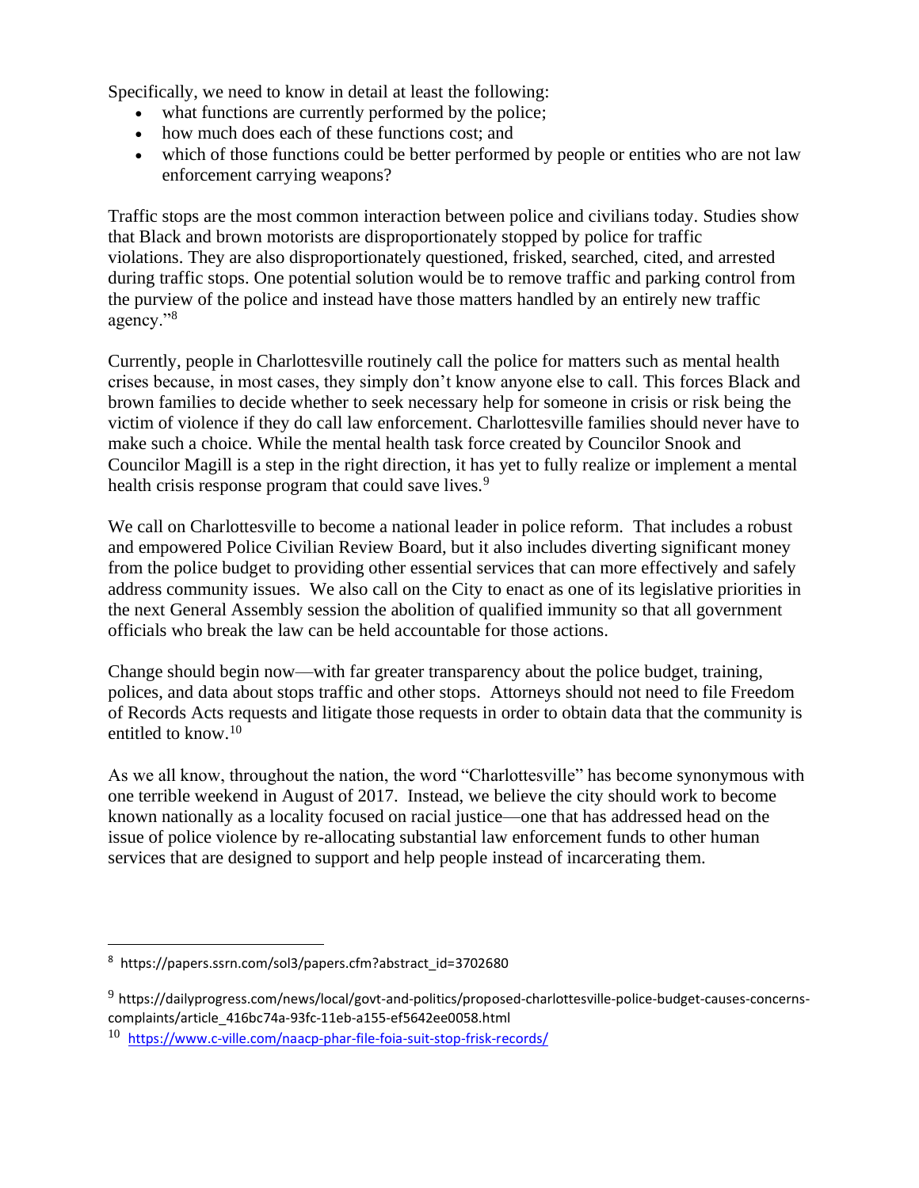Specifically, we need to know in detail at least the following:

- what functions are currently performed by the police;
- how much does each of these functions cost; and
- which of those functions could be better performed by people or entities who are not law enforcement carrying weapons?

Traffic stops are the most common interaction between police and civilians today. Studies show that Black and brown motorists are disproportionately stopped by police for traffic violations. They are also disproportionately questioned, frisked, searched, cited, and arrested during traffic stops. One potential solution would be to remove traffic and parking control from the purview of the police and instead have those matters handled by an entirely new traffic agency."[8]

Currently, people in Charlottesville routinely call the police for matters such as mental health crises because, in most cases, they simply don't know anyone else to call. This forces Black and brown families to decide whether to seek necessary help for someone in crisis or risk being the victim of violence if they do call law enforcement. Charlottesville families should never have to make such a choice. While the mental health task force created by Councilor Snook and Councilor Magill is a step in the right direction, it has yet to fully realize or implement a mental health crisis response program that could save lives.[9]

We call on Charlottesville to become a national leader in police reform. That includes a robust and empowered Police Civilian Review Board, but it also includes diverting significant money from the police budget to providing other essential services that can more effectively and safely address community issues. We also call on the City to enact as one of its legislative priorities in the next General Assembly session the abolition of qualified immunity so that all government officials who break the law can be held accountable for those actions.

Change should begin now—with far greater transparency about the police budget, training, polices, and data about stops traffic and other stops. Attorneys should not need to file Freedom of Records Acts requests and litigate those requests in order to obtain data that the community is entitled to know.[10]

As we all know, throughout the nation, the word "Charlottesville" has become synonymous with one terrible weekend in August of 2017. Instead, we believe the city should work to become known nationally as a locality focused on racial justice—one that has addressed head on the issue of police violence by re-allocating substantial law enforcement funds to other human services that are designed to support and help people instead of incarcerating them.

---

[8] https://papers.ssrn.com/sol3/papers.cfm?abstract_id=3702680

[9] https://dailyprogress.com/news/local/govt-and-politics/proposed-charlottesville-police-budget-causes-concerns-complaints/article_416bc74a-93fc-11eb-a155-ef5642ee0058.html

[10] https://www.c-ville.com/naacp-phar-file-foia-suit-stop-frisk-records/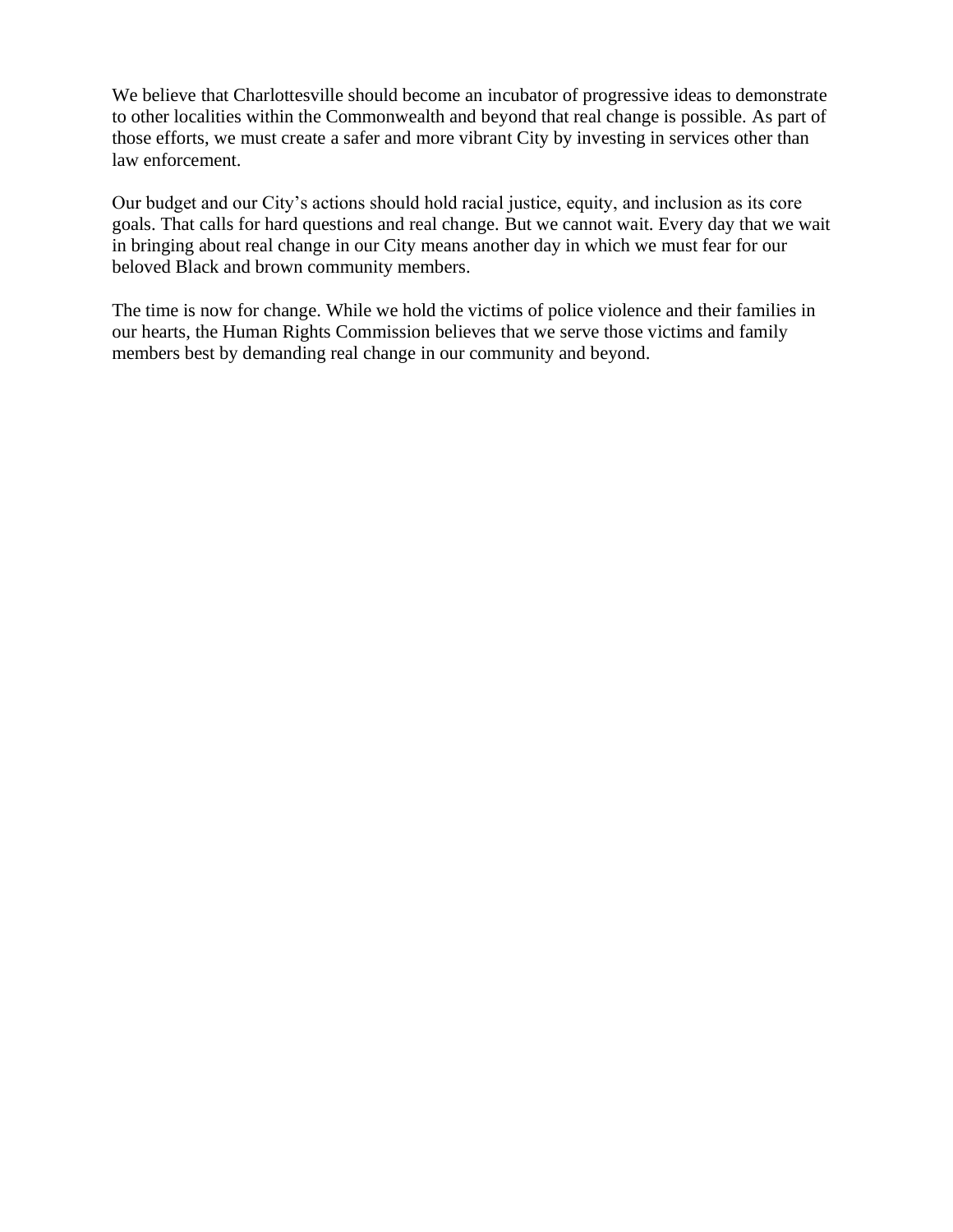We believe that Charlottesville should become an incubator of progressive ideas to demonstrate to other localities within the Commonwealth and beyond that real change is possible. As part of those efforts, we must create a safer and more vibrant City by investing in services other than law enforcement.

Our budget and our City's actions should hold racial justice, equity, and inclusion as its core goals. That calls for hard questions and real change. But we cannot wait. Every day that we wait in bringing about real change in our City means another day in which we must fear for our beloved Black and brown community members.

The time is now for change. While we hold the victims of police violence and their families in our hearts, the Human Rights Commission believes that we serve those victims and family members best by demanding real change in our community and beyond.